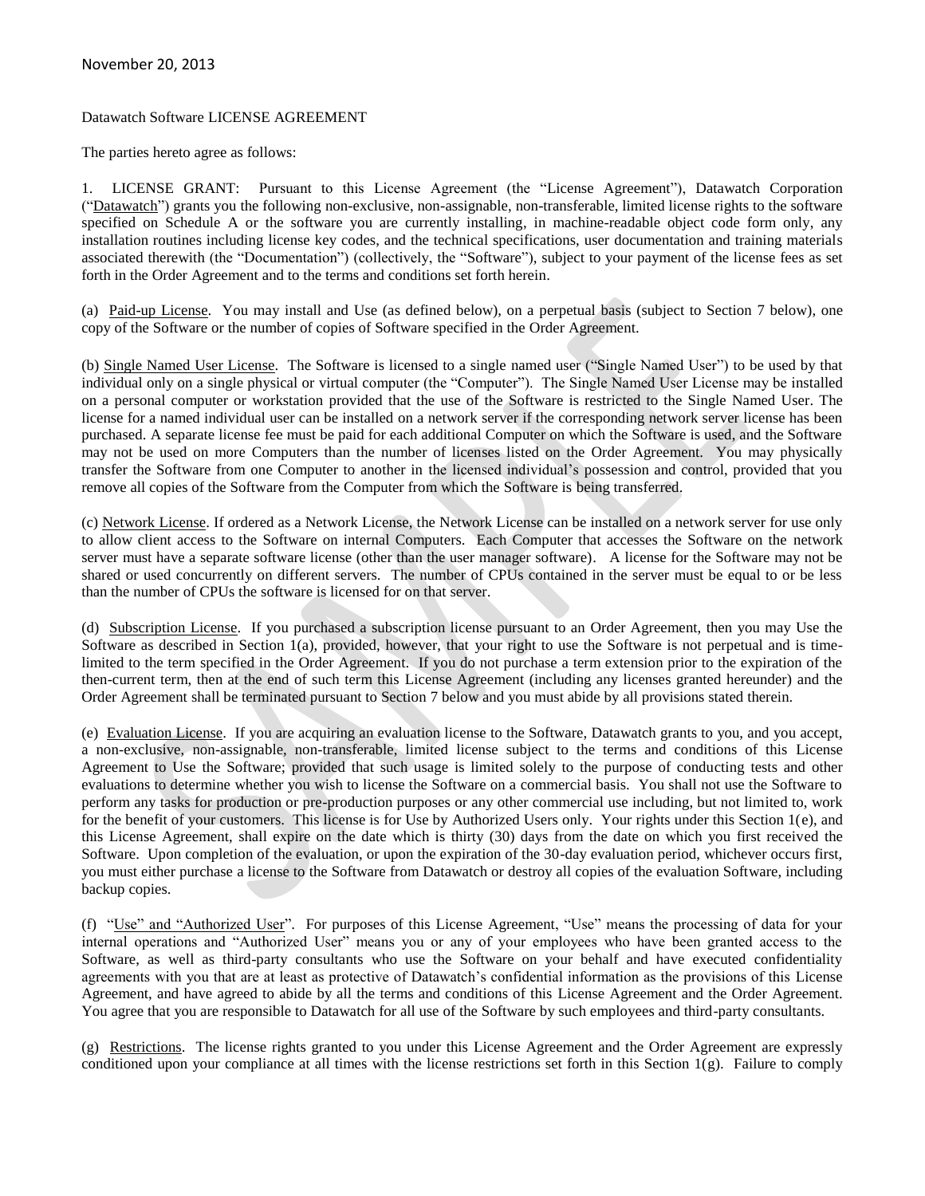November 20, 2013

Datawatch Software LICENSE AGREEMENT

The parties hereto agree as follows:

1. LICENSE GRANT: Pursuant to this License Agreement (the "License Agreement"), Datawatch Corporation ("Datawatch") grants you the following non-exclusive, non-assignable, non-transferable, limited license rights to the software specified on Schedule A or the software you are currently installing, in machine-readable object code form only, any installation routines including license key codes, and the technical specifications, user documentation and training materials associated therewith (the "Documentation") (collectively, the "Software"), subject to your payment of the license fees as set forth in the Order Agreement and to the terms and conditions set forth herein.

(a) Paid-up License. You may install and Use (as defined below), on a perpetual basis (subject to Section 7 below), one copy of the Software or the number of copies of Software specified in the Order Agreement.

(b) Single Named User License. The Software is licensed to a single named user ("Single Named User") to be used by that individual only on a single physical or virtual computer (the "Computer"). The Single Named User License may be installed on a personal computer or workstation provided that the use of the Software is restricted to the Single Named User. The license for a named individual user can be installed on a network server if the corresponding network server license has been purchased. A separate license fee must be paid for each additional Computer on which the Software is used, and the Software may not be used on more Computers than the number of licenses listed on the Order Agreement. You may physically transfer the Software from one Computer to another in the licensed individual's possession and control, provided that you remove all copies of the Software from the Computer from which the Software is being transferred.

(c) Network License. If ordered as a Network License, the Network License can be installed on a network server for use only to allow client access to the Software on internal Computers. Each Computer that accesses the Software on the network server must have a separate software license (other than the user manager software). A license for the Software may not be shared or used concurrently on different servers. The number of CPUs contained in the server must be equal to or be less than the number of CPUs the software is licensed for on that server.

(d) Subscription License. If you purchased a subscription license pursuant to an Order Agreement, then you may Use the Software as described in Section 1(a), provided, however, that your right to use the Software is not perpetual and is time-limited to the term specified in the Order Agreement. If you do not purchase a term extension prior to the expiration of the then-current term, then at the end of such term this License Agreement (including any licenses granted hereunder) and the Order Agreement shall be terminated pursuant to Section 7 below and you must abide by all provisions stated therein.

(e) Evaluation License. If you are acquiring an evaluation license to the Software, Datawatch grants to you, and you accept, a non-exclusive, non-assignable, non-transferable, limited license subject to the terms and conditions of this License Agreement to Use the Software; provided that such usage is limited solely to the purpose of conducting tests and other evaluations to determine whether you wish to license the Software on a commercial basis. You shall not use the Software to perform any tasks for production or pre-production purposes or any other commercial use including, but not limited to, work for the benefit of your customers. This license is for Use by Authorized Users only. Your rights under this Section 1(e), and this License Agreement, shall expire on the date which is thirty (30) days from the date on which you first received the Software. Upon completion of the evaluation, or upon the expiration of the 30-day evaluation period, whichever occurs first, you must either purchase a license to the Software from Datawatch or destroy all copies of the evaluation Software, including backup copies.

(f) "Use" and "Authorized User". For purposes of this License Agreement, "Use" means the processing of data for your internal operations and "Authorized User" means you or any of your employees who have been granted access to the Software, as well as third-party consultants who use the Software on your behalf and have executed confidentiality agreements with you that are at least as protective of Datawatch's confidential information as the provisions of this License Agreement, and have agreed to abide by all the terms and conditions of this License Agreement and the Order Agreement. You agree that you are responsible to Datawatch for all use of the Software by such employees and third-party consultants.

(g) Restrictions. The license rights granted to you under this License Agreement and the Order Agreement are expressly conditioned upon your compliance at all times with the license restrictions set forth in this Section 1(g). Failure to comply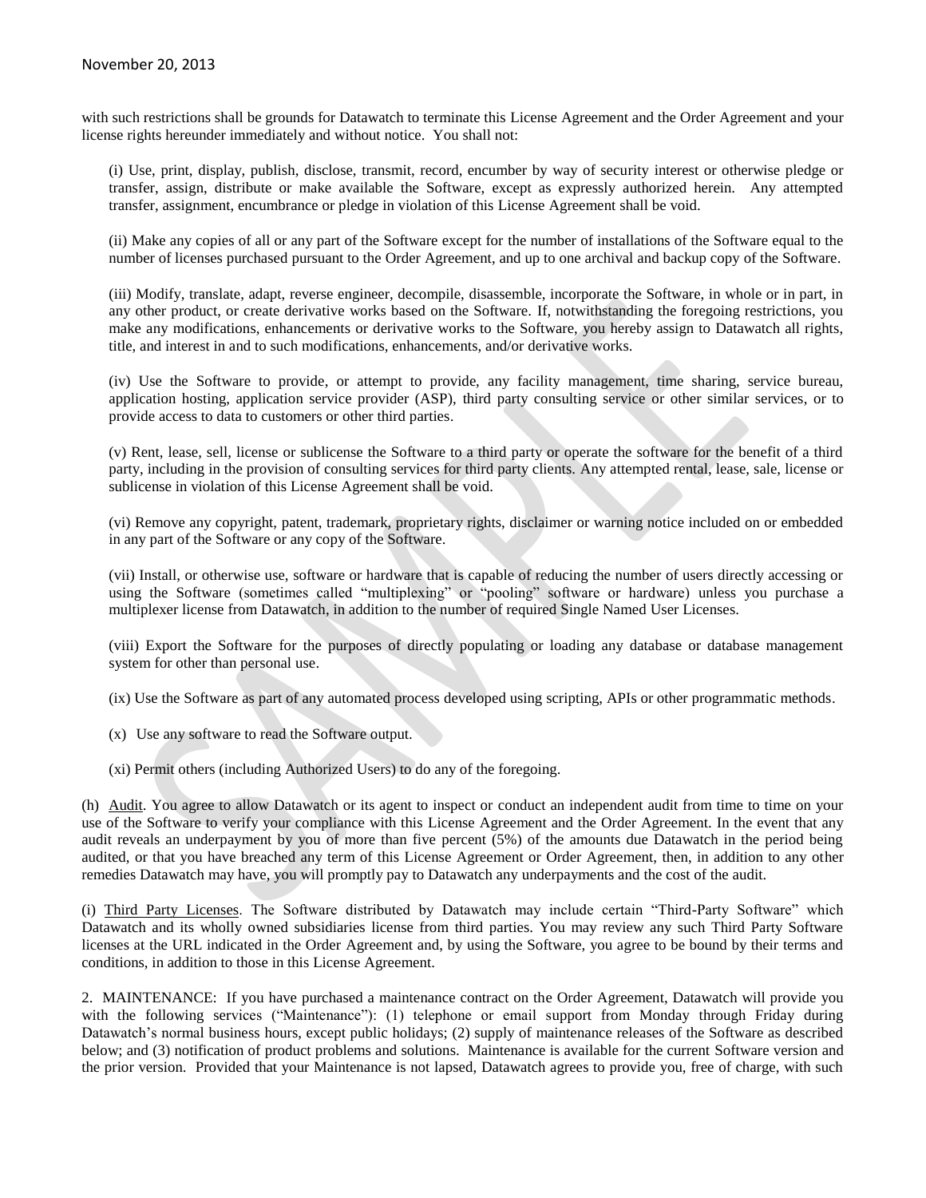with such restrictions shall be grounds for Datawatch to terminate this License Agreement and the Order Agreement and your license rights hereunder immediately and without notice. You shall not:

(i) Use, print, display, publish, disclose, transmit, record, encumber by way of security interest or otherwise pledge or transfer, assign, distribute or make available the Software, except as expressly authorized herein. Any attempted transfer, assignment, encumbrance or pledge in violation of this License Agreement shall be void.

(ii) Make any copies of all or any part of the Software except for the number of installations of the Software equal to the number of licenses purchased pursuant to the Order Agreement, and up to one archival and backup copy of the Software.

(iii) Modify, translate, adapt, reverse engineer, decompile, disassemble, incorporate the Software, in whole or in part, in any other product, or create derivative works based on the Software. If, notwithstanding the foregoing restrictions, you make any modifications, enhancements or derivative works to the Software, you hereby assign to Datawatch all rights, title, and interest in and to such modifications, enhancements, and/or derivative works.

(iv) Use the Software to provide, or attempt to provide, any facility management, time sharing, service bureau, application hosting, application service provider (ASP), third party consulting service or other similar services, or to provide access to data to customers or other third parties.

(v) Rent, lease, sell, license or sublicense the Software to a third party or operate the software for the benefit of a third party, including in the provision of consulting services for third party clients. Any attempted rental, lease, sale, license or sublicense in violation of this License Agreement shall be void.

(vi) Remove any copyright, patent, trademark, proprietary rights, disclaimer or warning notice included on or embedded in any part of the Software or any copy of the Software.

(vii) Install, or otherwise use, software or hardware that is capable of reducing the number of users directly accessing or using the Software (sometimes called "multiplexing" or "pooling" software or hardware) unless you purchase a multiplexer license from Datawatch, in addition to the number of required Single Named User Licenses.

(viii) Export the Software for the purposes of directly populating or loading any database or database management system for other than personal use.

(ix) Use the Software as part of any automated process developed using scripting, APIs or other programmatic methods.

(x) Use any software to read the Software output.

(xi) Permit others (including Authorized Users) to do any of the foregoing.

(h) Audit. You agree to allow Datawatch or its agent to inspect or conduct an independent audit from time to time on your use of the Software to verify your compliance with this License Agreement and the Order Agreement. In the event that any audit reveals an underpayment by you of more than five percent (5%) of the amounts due Datawatch in the period being audited, or that you have breached any term of this License Agreement or Order Agreement, then, in addition to any other remedies Datawatch may have, you will promptly pay to Datawatch any underpayments and the cost of the audit.

(i) Third Party Licenses. The Software distributed by Datawatch may include certain "Third-Party Software" which Datawatch and its wholly owned subsidiaries license from third parties. You may review any such Third Party Software licenses at the URL indicated in the Order Agreement and, by using the Software, you agree to be bound by their terms and conditions, in addition to those in this License Agreement.

2. MAINTENANCE: If you have purchased a maintenance contract on the Order Agreement, Datawatch will provide you with the following services ("Maintenance"): (1) telephone or email support from Monday through Friday during Datawatch's normal business hours, except public holidays; (2) supply of maintenance releases of the Software as described below; and (3) notification of product problems and solutions. Maintenance is available for the current Software version and the prior version. Provided that your Maintenance is not lapsed, Datawatch agrees to provide you, free of charge, with such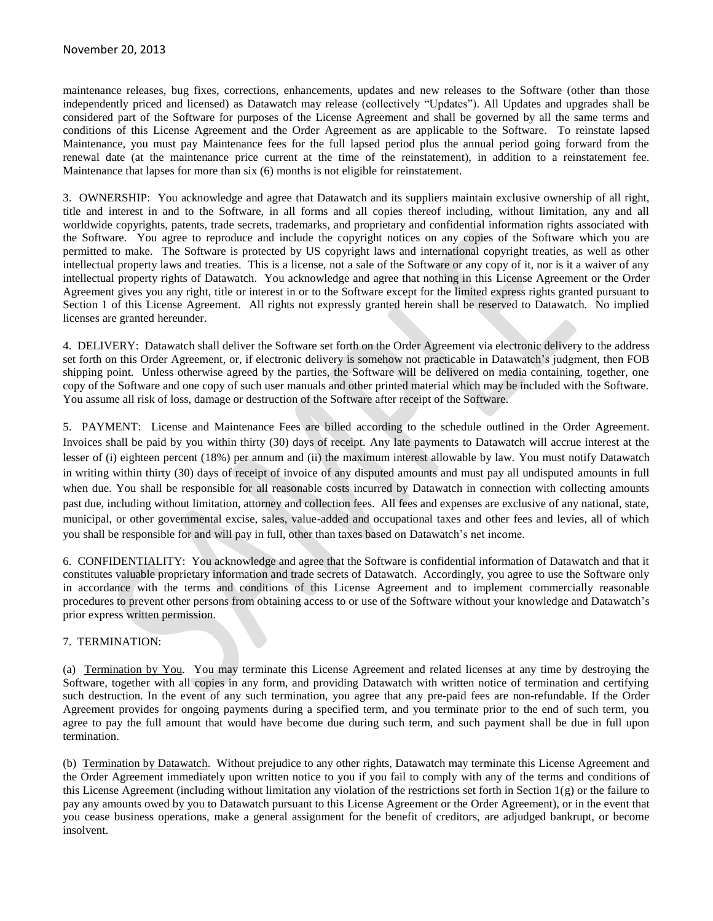maintenance releases, bug fixes, corrections, enhancements, updates and new releases to the Software (other than those independently priced and licensed) as Datawatch may release (collectively "Updates"). All Updates and upgrades shall be considered part of the Software for purposes of the License Agreement and shall be governed by all the same terms and conditions of this License Agreement and the Order Agreement as are applicable to the Software. To reinstate lapsed Maintenance, you must pay Maintenance fees for the full lapsed period plus the annual period going forward from the renewal date (at the maintenance price current at the time of the reinstatement), in addition to a reinstatement fee. Maintenance that lapses for more than six (6) months is not eligible for reinstatement.

3. OWNERSHIP: You acknowledge and agree that Datawatch and its suppliers maintain exclusive ownership of all right, title and interest in and to the Software, in all forms and all copies thereof including, without limitation, any and all worldwide copyrights, patents, trade secrets, trademarks, and proprietary and confidential information rights associated with the Software. You agree to reproduce and include the copyright notices on any copies of the Software which you are permitted to make. The Software is protected by US copyright laws and international copyright treaties, as well as other intellectual property laws and treaties. This is a license, not a sale of the Software or any copy of it, nor is it a waiver of any intellectual property rights of Datawatch. You acknowledge and agree that nothing in this License Agreement or the Order Agreement gives you any right, title or interest in or to the Software except for the limited express rights granted pursuant to Section 1 of this License Agreement. All rights not expressly granted herein shall be reserved to Datawatch. No implied licenses are granted hereunder.

4. DELIVERY: Datawatch shall deliver the Software set forth on the Order Agreement via electronic delivery to the address set forth on this Order Agreement, or, if electronic delivery is somehow not practicable in Datawatch's judgment, then FOB shipping point. Unless otherwise agreed by the parties, the Software will be delivered on media containing, together, one copy of the Software and one copy of such user manuals and other printed material which may be included with the Software. You assume all risk of loss, damage or destruction of the Software after receipt of the Software.

5. PAYMENT: License and Maintenance Fees are billed according to the schedule outlined in the Order Agreement. Invoices shall be paid by you within thirty (30) days of receipt. Any late payments to Datawatch will accrue interest at the lesser of (i) eighteen percent (18%) per annum and (ii) the maximum interest allowable by law. You must notify Datawatch in writing within thirty (30) days of receipt of invoice of any disputed amounts and must pay all undisputed amounts in full when due. You shall be responsible for all reasonable costs incurred by Datawatch in connection with collecting amounts past due, including without limitation, attorney and collection fees. All fees and expenses are exclusive of any national, state, municipal, or other governmental excise, sales, value-added and occupational taxes and other fees and levies, all of which you shall be responsible for and will pay in full, other than taxes based on Datawatch's net income.

6. CONFIDENTIALITY: You acknowledge and agree that the Software is confidential information of Datawatch and that it constitutes valuable proprietary information and trade secrets of Datawatch. Accordingly, you agree to use the Software only in accordance with the terms and conditions of this License Agreement and to implement commercially reasonable procedures to prevent other persons from obtaining access to or use of the Software without your knowledge and Datawatch's prior express written permission.

7. TERMINATION:

(a) Termination by You. You may terminate this License Agreement and related licenses at any time by destroying the Software, together with all copies in any form, and providing Datawatch with written notice of termination and certifying such destruction. In the event of any such termination, you agree that any pre-paid fees are non-refundable. If the Order Agreement provides for ongoing payments during a specified term, and you terminate prior to the end of such term, you agree to pay the full amount that would have become due during such term, and such payment shall be due in full upon termination.

(b) Termination by Datawatch. Without prejudice to any other rights, Datawatch may terminate this License Agreement and the Order Agreement immediately upon written notice to you if you fail to comply with any of the terms and conditions of this License Agreement (including without limitation any violation of the restrictions set forth in Section 1(g) or the failure to pay any amounts owed by you to Datawatch pursuant to this License Agreement or the Order Agreement), or in the event that you cease business operations, make a general assignment for the benefit of creditors, are adjudged bankrupt, or become insolvent.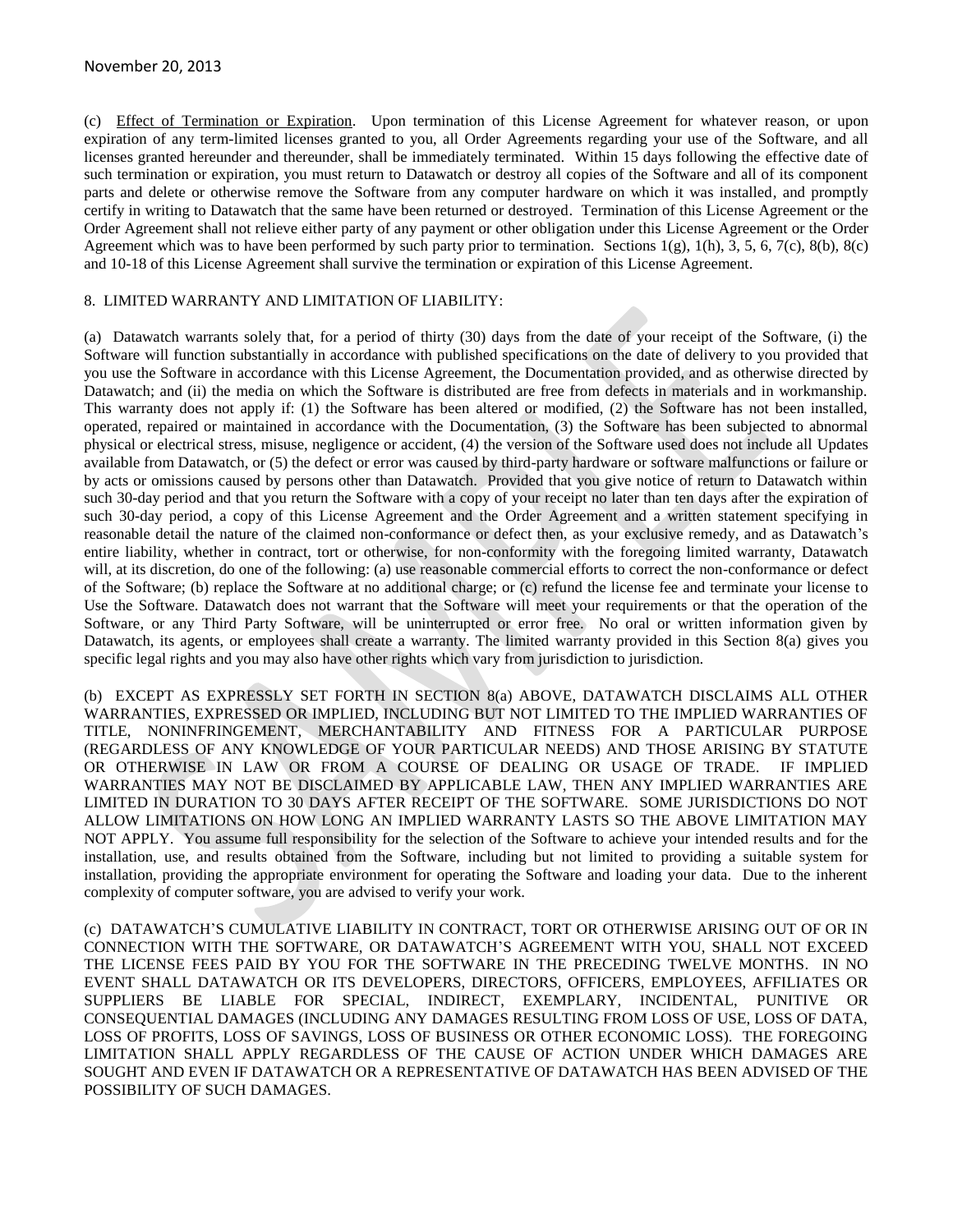(c) Effect of Termination or Expiration. Upon termination of this License Agreement for whatever reason, or upon expiration of any term-limited licenses granted to you, all Order Agreements regarding your use of the Software, and all licenses granted hereunder and thereunder, shall be immediately terminated. Within 15 days following the effective date of such termination or expiration, you must return to Datawatch or destroy all copies of the Software and all of its component parts and delete or otherwise remove the Software from any computer hardware on which it was installed, and promptly certify in writing to Datawatch that the same have been returned or destroyed. Termination of this License Agreement or the Order Agreement shall not relieve either party of any payment or other obligation under this License Agreement or the Order Agreement which was to have been performed by such party prior to termination. Sections 1(g), 1(h), 3, 5, 6, 7(c), 8(b), 8(c) and 10-18 of this License Agreement shall survive the termination or expiration of this License Agreement.

8. LIMITED WARRANTY AND LIMITATION OF LIABILITY:

(a) Datawatch warrants solely that, for a period of thirty (30) days from the date of your receipt of the Software, (i) the Software will function substantially in accordance with published specifications on the date of delivery to you provided that you use the Software in accordance with this License Agreement, the Documentation provided, and as otherwise directed by Datawatch; and (ii) the media on which the Software is distributed are free from defects in materials and in workmanship. This warranty does not apply if: (1) the Software has been altered or modified, (2) the Software has not been installed, operated, repaired or maintained in accordance with the Documentation, (3) the Software has been subjected to abnormal physical or electrical stress, misuse, negligence or accident, (4) the version of the Software used does not include all Updates available from Datawatch, or (5) the defect or error was caused by third-party hardware or software malfunctions or failure or by acts or omissions caused by persons other than Datawatch. Provided that you give notice of return to Datawatch within such 30-day period and that you return the Software with a copy of your receipt no later than ten days after the expiration of such 30-day period, a copy of this License Agreement and the Order Agreement and a written statement specifying in reasonable detail the nature of the claimed non-conformance or defect then, as your exclusive remedy, and as Datawatch's entire liability, whether in contract, tort or otherwise, for non-conformity with the foregoing limited warranty, Datawatch will, at its discretion, do one of the following: (a) use reasonable commercial efforts to correct the non-conformance or defect of the Software; (b) replace the Software at no additional charge; or (c) refund the license fee and terminate your license to Use the Software. Datawatch does not warrant that the Software will meet your requirements or that the operation of the Software, or any Third Party Software, will be uninterrupted or error free. No oral or written information given by Datawatch, its agents, or employees shall create a warranty. The limited warranty provided in this Section 8(a) gives you specific legal rights and you may also have other rights which vary from jurisdiction to jurisdiction.

(b) EXCEPT AS EXPRESSLY SET FORTH IN SECTION 8(a) ABOVE, DATAWATCH DISCLAIMS ALL OTHER WARRANTIES, EXPRESSED OR IMPLIED, INCLUDING BUT NOT LIMITED TO THE IMPLIED WARRANTIES OF TITLE, NONINFRINGEMENT, MERCHANTABILITY AND FITNESS FOR A PARTICULAR PURPOSE (REGARDLESS OF ANY KNOWLEDGE OF YOUR PARTICULAR NEEDS) AND THOSE ARISING BY STATUTE OR OTHERWISE IN LAW OR FROM A COURSE OF DEALING OR USAGE OF TRADE. IF IMPLIED WARRANTIES MAY NOT BE DISCLAIMED BY APPLICABLE LAW, THEN ANY IMPLIED WARRANTIES ARE LIMITED IN DURATION TO 30 DAYS AFTER RECEIPT OF THE SOFTWARE. SOME JURISDICTIONS DO NOT ALLOW LIMITATIONS ON HOW LONG AN IMPLIED WARRANTY LASTS SO THE ABOVE LIMITATION MAY NOT APPLY. You assume full responsibility for the selection of the Software to achieve your intended results and for the installation, use, and results obtained from the Software, including but not limited to providing a suitable system for installation, providing the appropriate environment for operating the Software and loading your data. Due to the inherent complexity of computer software, you are advised to verify your work.

(c) DATAWATCH'S CUMULATIVE LIABILITY IN CONTRACT, TORT OR OTHERWISE ARISING OUT OF OR IN CONNECTION WITH THE SOFTWARE, OR DATAWATCH'S AGREEMENT WITH YOU, SHALL NOT EXCEED THE LICENSE FEES PAID BY YOU FOR THE SOFTWARE IN THE PRECEDING TWELVE MONTHS. IN NO EVENT SHALL DATAWATCH OR ITS DEVELOPERS, DIRECTORS, OFFICERS, EMPLOYEES, AFFILIATES OR SUPPLIERS BE LIABLE FOR SPECIAL, INDIRECT, EXEMPLARY, INCIDENTAL, PUNITIVE OR CONSEQUENTIAL DAMAGES (INCLUDING ANY DAMAGES RESULTING FROM LOSS OF USE, LOSS OF DATA, LOSS OF PROFITS, LOSS OF SAVINGS, LOSS OF BUSINESS OR OTHER ECONOMIC LOSS). THE FOREGOING LIMITATION SHALL APPLY REGARDLESS OF THE CAUSE OF ACTION UNDER WHICH DAMAGES ARE SOUGHT AND EVEN IF DATAWATCH OR A REPRESENTATIVE OF DATAWATCH HAS BEEN ADVISED OF THE POSSIBILITY OF SUCH DAMAGES.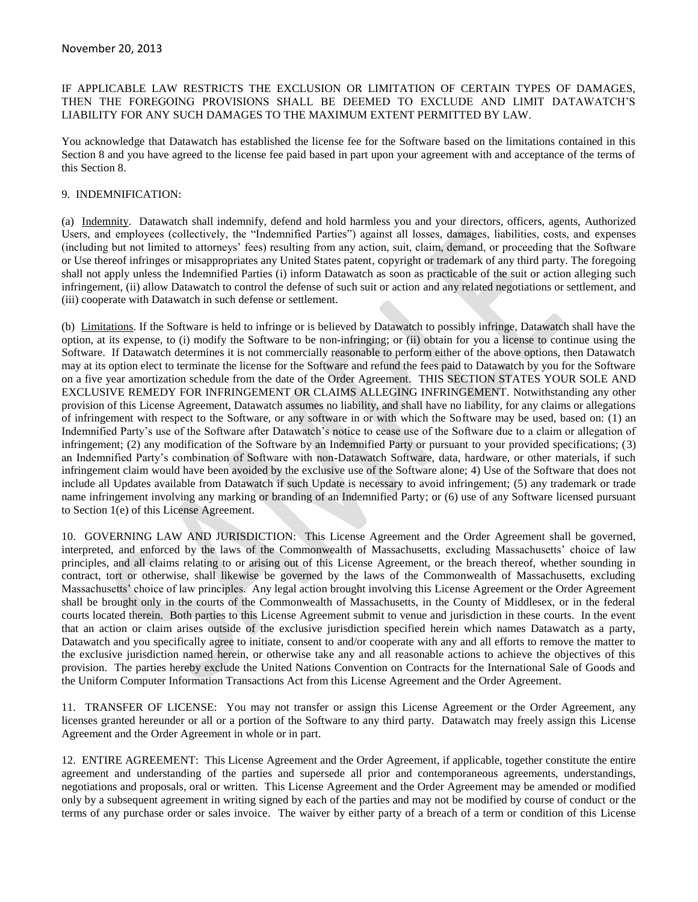IF APPLICABLE LAW RESTRICTS THE EXCLUSION OR LIMITATION OF CERTAIN TYPES OF DAMAGES, THEN THE FOREGOING PROVISIONS SHALL BE DEEMED TO EXCLUDE AND LIMIT DATAWATCH'S LIABILITY FOR ANY SUCH DAMAGES TO THE MAXIMUM EXTENT PERMITTED BY LAW.

You acknowledge that Datawatch has established the license fee for the Software based on the limitations contained in this Section 8 and you have agreed to the license fee paid based in part upon your agreement with and acceptance of the terms of this Section 8.

9. INDEMNIFICATION:

(a) Indemnity. Datawatch shall indemnify, defend and hold harmless you and your directors, officers, agents, Authorized Users, and employees (collectively, the "Indemnified Parties") against all losses, damages, liabilities, costs, and expenses (including but not limited to attorneys' fees) resulting from any action, suit, claim, demand, or proceeding that the Software or Use thereof infringes or misappropriates any United States patent, copyright or trademark of any third party. The foregoing shall not apply unless the Indemnified Parties (i) inform Datawatch as soon as practicable of the suit or action alleging such infringement, (ii) allow Datawatch to control the defense of such suit or action and any related negotiations or settlement, and (iii) cooperate with Datawatch in such defense or settlement.

(b) Limitations. If the Software is held to infringe or is believed by Datawatch to possibly infringe, Datawatch shall have the option, at its expense, to (i) modify the Software to be non-infringing; or (ii) obtain for you a license to continue using the Software. If Datawatch determines it is not commercially reasonable to perform either of the above options, then Datawatch may at its option elect to terminate the license for the Software and refund the fees paid to Datawatch by you for the Software on a five year amortization schedule from the date of the Order Agreement. THIS SECTION STATES YOUR SOLE AND EXCLUSIVE REMEDY FOR INFRINGEMENT OR CLAIMS ALLEGING INFRINGEMENT. Notwithstanding any other provision of this License Agreement, Datawatch assumes no liability, and shall have no liability, for any claims or allegations of infringement with respect to the Software, or any software in or with which the Software may be used, based on: (1) an Indemnified Party's use of the Software after Datawatch's notice to cease use of the Software due to a claim or allegation of infringement; (2) any modification of the Software by an Indemnified Party or pursuant to your provided specifications; (3) an Indemnified Party's combination of Software with non-Datawatch Software, data, hardware, or other materials, if such infringement claim would have been avoided by the exclusive use of the Software alone; 4) Use of the Software that does not include all Updates available from Datawatch if such Update is necessary to avoid infringement; (5) any trademark or trade name infringement involving any marking or branding of an Indemnified Party; or (6) use of any Software licensed pursuant to Section 1(e) of this License Agreement.

10. GOVERNING LAW AND JURISDICTION: This License Agreement and the Order Agreement shall be governed, interpreted, and enforced by the laws of the Commonwealth of Massachusetts, excluding Massachusetts' choice of law principles, and all claims relating to or arising out of this License Agreement, or the breach thereof, whether sounding in contract, tort or otherwise, shall likewise be governed by the laws of the Commonwealth of Massachusetts, excluding Massachusetts' choice of law principles. Any legal action brought involving this License Agreement or the Order Agreement shall be brought only in the courts of the Commonwealth of Massachusetts, in the County of Middlesex, or in the federal courts located therein. Both parties to this License Agreement submit to venue and jurisdiction in these courts. In the event that an action or claim arises outside of the exclusive jurisdiction specified herein which names Datawatch as a party, Datawatch and you specifically agree to initiate, consent to and/or cooperate with any and all efforts to remove the matter to the exclusive jurisdiction named herein, or otherwise take any and all reasonable actions to achieve the objectives of this provision. The parties hereby exclude the United Nations Convention on Contracts for the International Sale of Goods and the Uniform Computer Information Transactions Act from this License Agreement and the Order Agreement.

11. TRANSFER OF LICENSE: You may not transfer or assign this License Agreement or the Order Agreement, any licenses granted hereunder or all or a portion of the Software to any third party. Datawatch may freely assign this License Agreement and the Order Agreement in whole or in part.

12. ENTIRE AGREEMENT: This License Agreement and the Order Agreement, if applicable, together constitute the entire agreement and understanding of the parties and supersede all prior and contemporaneous agreements, understandings, negotiations and proposals, oral or written. This License Agreement and the Order Agreement may be amended or modified only by a subsequent agreement in writing signed by each of the parties and may not be modified by course of conduct or the terms of any purchase order or sales invoice. The waiver by either party of a breach of a term or condition of this License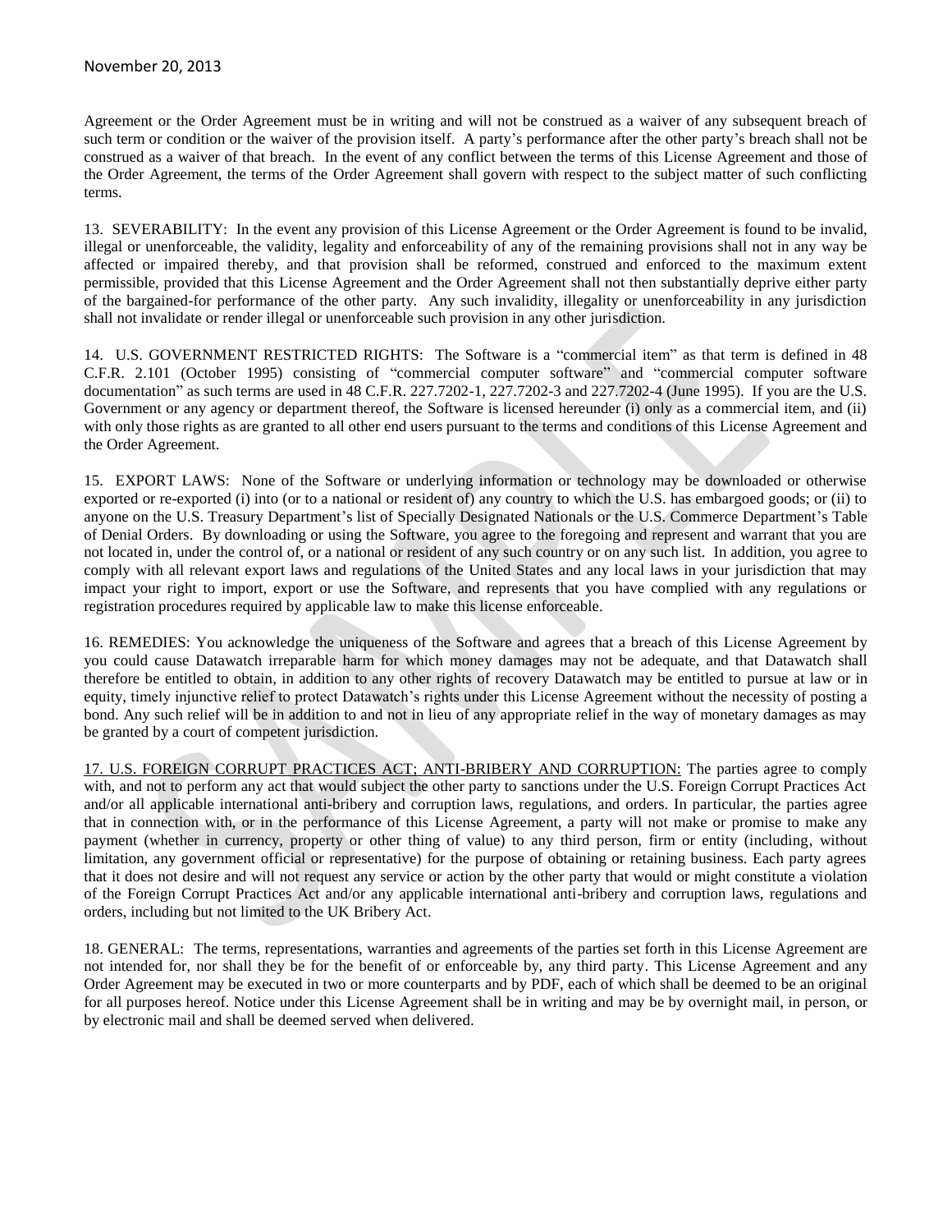Agreement or the Order Agreement must be in writing and will not be construed as a waiver of any subsequent breach of such term or condition or the waiver of the provision itself. A party's performance after the other party's breach shall not be construed as a waiver of that breach. In the event of any conflict between the terms of this License Agreement and those of the Order Agreement, the terms of the Order Agreement shall govern with respect to the subject matter of such conflicting terms.

13. SEVERABILITY: In the event any provision of this License Agreement or the Order Agreement is found to be invalid, illegal or unenforceable, the validity, legality and enforceability of any of the remaining provisions shall not in any way be affected or impaired thereby, and that provision shall be reformed, construed and enforced to the maximum extent permissible, provided that this License Agreement and the Order Agreement shall not then substantially deprive either party of the bargained-for performance of the other party. Any such invalidity, illegality or unenforceability in any jurisdiction shall not invalidate or render illegal or unenforceable such provision in any other jurisdiction.

14. U.S. GOVERNMENT RESTRICTED RIGHTS: The Software is a "commercial item" as that term is defined in 48 C.F.R. 2.101 (October 1995) consisting of "commercial computer software" and "commercial computer software documentation" as such terms are used in 48 C.F.R. 227.7202-1, 227.7202-3 and 227.7202-4 (June 1995). If you are the U.S. Government or any agency or department thereof, the Software is licensed hereunder (i) only as a commercial item, and (ii) with only those rights as are granted to all other end users pursuant to the terms and conditions of this License Agreement and the Order Agreement.

15. EXPORT LAWS: None of the Software or underlying information or technology may be downloaded or otherwise exported or re-exported (i) into (or to a national or resident of) any country to which the U.S. has embargoed goods; or (ii) to anyone on the U.S. Treasury Department's list of Specially Designated Nationals or the U.S. Commerce Department's Table of Denial Orders. By downloading or using the Software, you agree to the foregoing and represent and warrant that you are not located in, under the control of, or a national or resident of any such country or on any such list. In addition, you agree to comply with all relevant export laws and regulations of the United States and any local laws in your jurisdiction that may impact your right to import, export or use the Software, and represents that you have complied with any regulations or registration procedures required by applicable law to make this license enforceable.

16. REMEDIES: You acknowledge the uniqueness of the Software and agrees that a breach of this License Agreement by you could cause Datawatch irreparable harm for which money damages may not be adequate, and that Datawatch shall therefore be entitled to obtain, in addition to any other rights of recovery Datawatch may be entitled to pursue at law or in equity, timely injunctive relief to protect Datawatch's rights under this License Agreement without the necessity of posting a bond. Any such relief will be in addition to and not in lieu of any appropriate relief in the way of monetary damages as may be granted by a court of competent jurisdiction.

<u>17. U.S. FOREIGN CORRUPT PRACTICES ACT; ANTI-BRIBERY AND CORRUPTION:</u> The parties agree to comply with, and not to perform any act that would subject the other party to sanctions under the U.S. Foreign Corrupt Practices Act and/or all applicable international anti-bribery and corruption laws, regulations, and orders. In particular, the parties agree that in connection with, or in the performance of this License Agreement, a party will not make or promise to make any payment (whether in currency, property or other thing of value) to any third person, firm or entity (including, without limitation, any government official or representative) for the purpose of obtaining or retaining business. Each party agrees that it does not desire and will not request any service or action by the other party that would or might constitute a violation of the Foreign Corrupt Practices Act and/or any applicable international anti-bribery and corruption laws, regulations and orders, including but not limited to the UK Bribery Act.

18. GENERAL: The terms, representations, warranties and agreements of the parties set forth in this License Agreement are not intended for, nor shall they be for the benefit of or enforceable by, any third party. This License Agreement and any Order Agreement may be executed in two or more counterparts and by PDF, each of which shall be deemed to be an original for all purposes hereof. Notice under this License Agreement shall be in writing and may be by overnight mail, in person, or by electronic mail and shall be deemed served when delivered.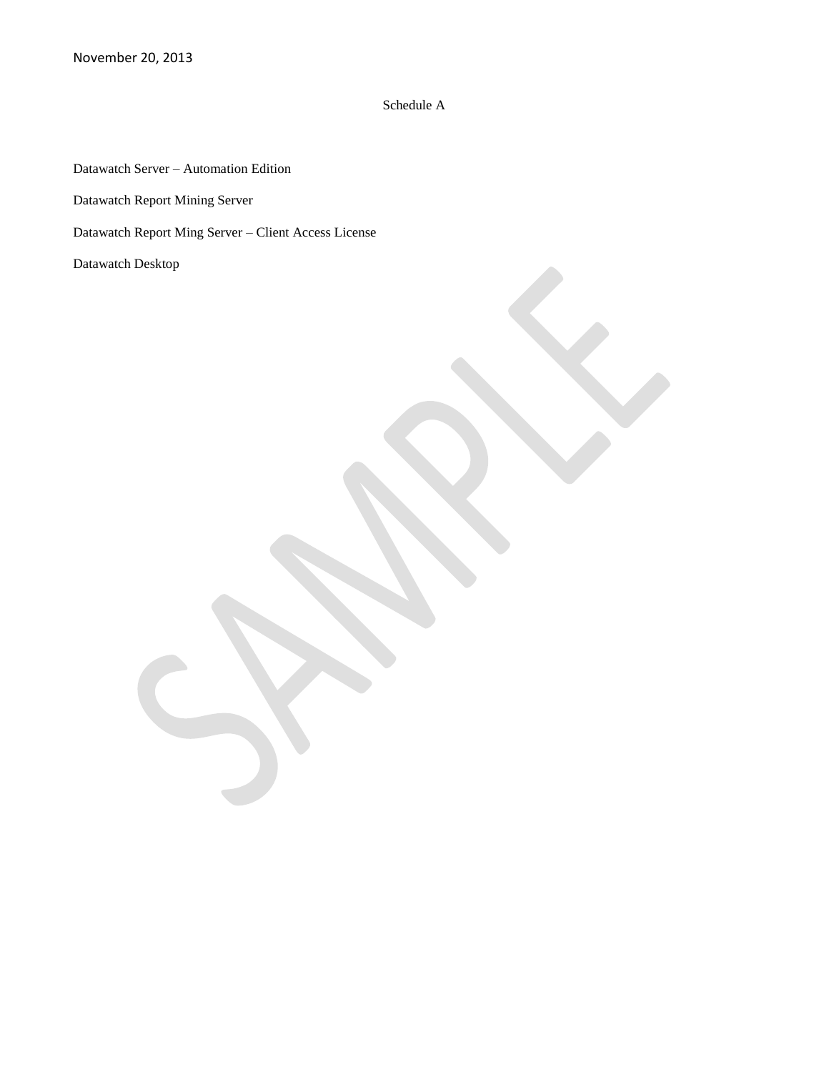November 20, 2013

Schedule A

Datawatch Server – Automation Edition

Datawatch Report Mining Server

Datawatch Report Ming Server – Client Access License

Datawatch Desktop